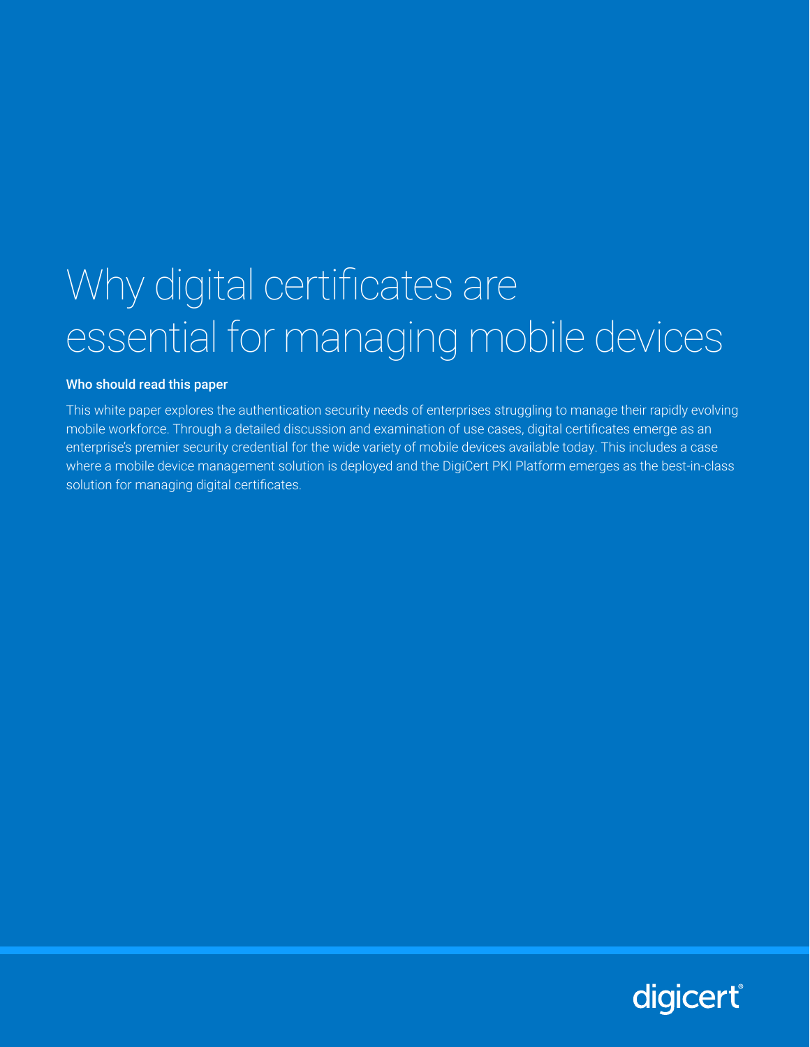# Why digital certificates are essential for managing mobile devices

**Who should read this paper**

This white paper explores the authentication security needs of enterprises struggling to manage their rapidly evolving mobile workforce. Through a detailed discussion and examination of use cases, digital certificates emerge as an enterprise's premier security credential for the wide variety of mobile devices available today. This includes a case where a mobile device management solution is deployed and the DigiCert PKI Platform emerges as the best-in-class solution for managing digital certificates.

digicert®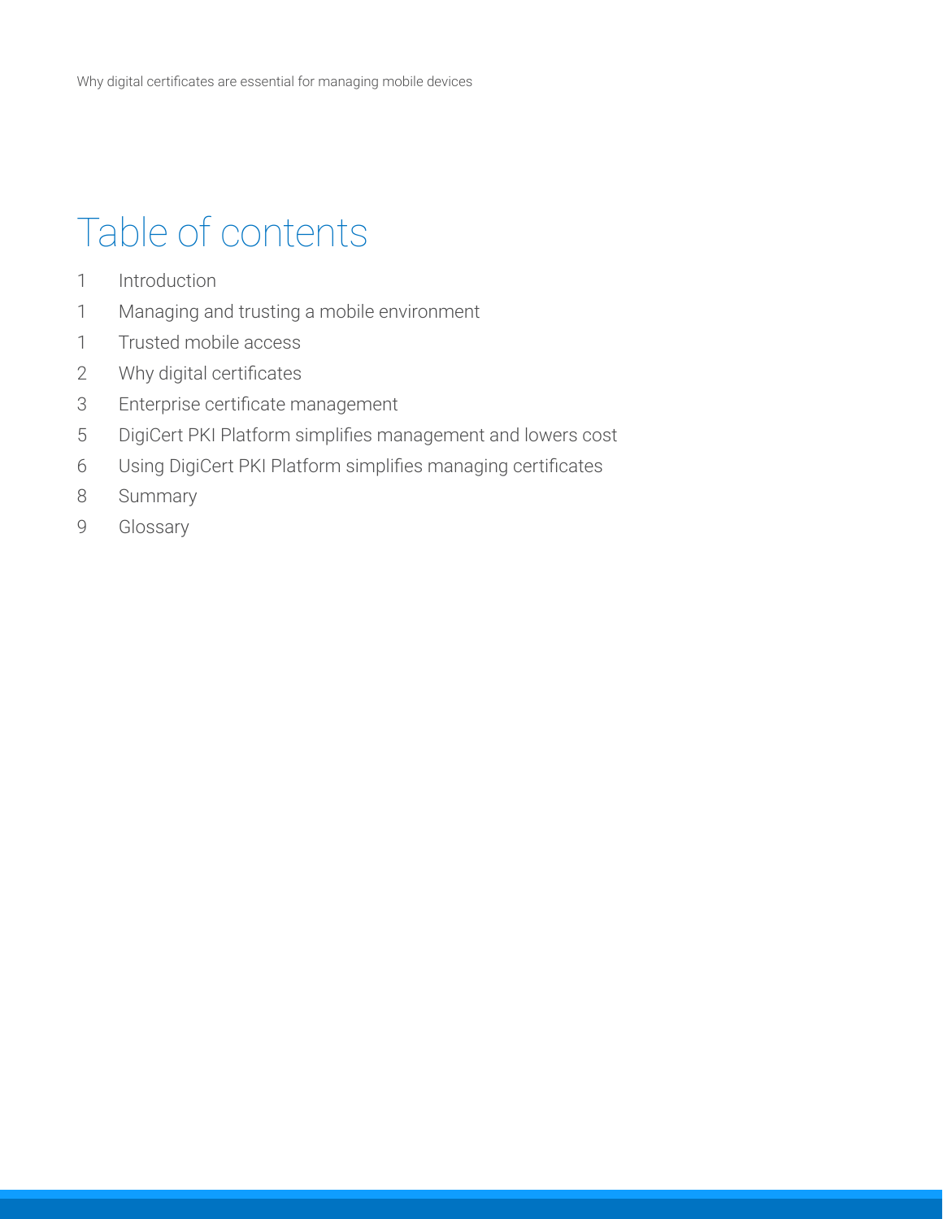# Table of contents

1 Introduction

1 Managing and trusting a mobile environment

1 Trusted mobile access

2 Why digital certificates

3 Enterprise certificate management

5 DigiCert PKI Platform simplifies management and lowers cost

6 Using DigiCert PKI Platform simplifies managing certificates

8 Summary

9 Glossary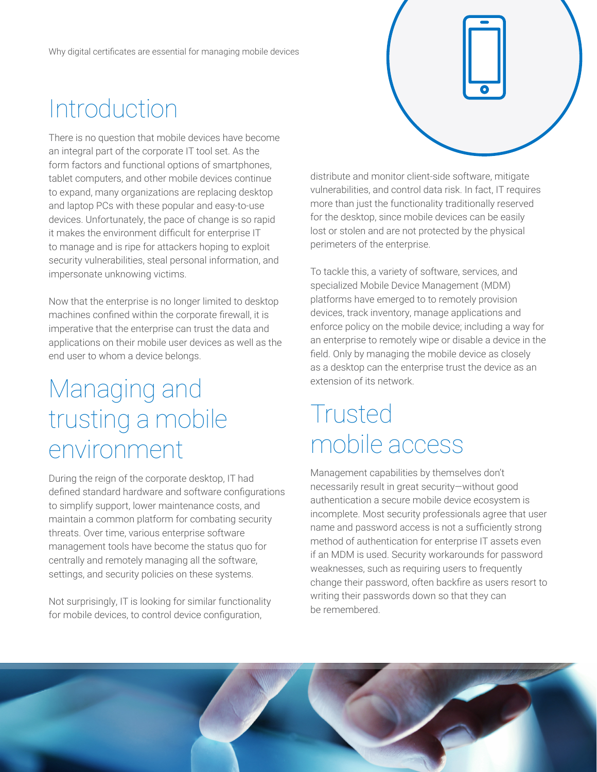# Introduction

There is no question that mobile devices have become an integral part of the corporate IT tool set. As the form factors and functional options of smartphones, tablet computers, and other mobile devices continue to expand, many organizations are replacing desktop and laptop PCs with these popular and easy-to-use devices. Unfortunately, the pace of change is so rapid it makes the environment difficult for enterprise IT to manage and is ripe for attackers hoping to exploit security vulnerabilities, steal personal information, and impersonate unknowing victims.

Now that the enterprise is no longer limited to desktop machines confined within the corporate firewall, it is imperative that the enterprise can trust the data and applications on their mobile user devices as well as the end user to whom a device belongs.

# Managing and trusting a mobile environment

During the reign of the corporate desktop, IT had defined standard hardware and software configurations to simplify support, lower maintenance costs, and maintain a common platform for combating security threats. Over time, various enterprise software management tools have become the status quo for centrally and remotely managing all the software, settings, and security policies on these systems.

Not surprisingly, IT is looking for similar functionality for mobile devices, to control device configuration, distribute and monitor client-side software, mitigate vulnerabilities, and control data risk. In fact, IT requires more than just the functionality traditionally reserved for the desktop, since mobile devices can be easily lost or stolen and are not protected by the physical perimeters of the enterprise.

To tackle this, a variety of software, services, and specialized Mobile Device Management (MDM) platforms have emerged to to remotely provision devices, track inventory, manage applications and enforce policy on the mobile device; including a way for an enterprise to remotely wipe or disable a device in the field. Only by managing the mobile device as closely as a desktop can the enterprise trust the device as an extension of its network.

# Trusted mobile access

Management capabilities by themselves don't necessarily result in great security—without good authentication a secure mobile device ecosystem is incomplete. Most security professionals agree that user name and password access is not a sufficiently strong method of authentication for enterprise IT assets even if an MDM is used. Security workarounds for password weaknesses, such as requiring users to frequently change their password, often backfire as users resort to writing their passwords down so that they can be remembered.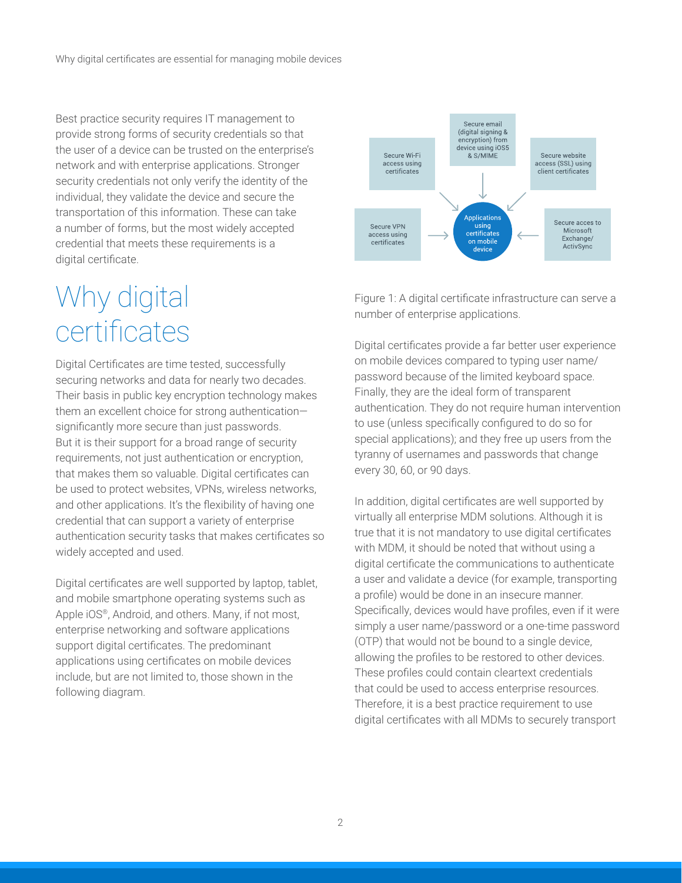Best practice security requires IT management to provide strong forms of security credentials so that the user of a device can be trusted on the enterprise's network and with enterprise applications. Stronger security credentials not only verify the identity of the individual, they validate the device and secure the transportation of this information. These can take a number of forms, but the most widely accepted credential that meets these requirements is a digital certificate.

# Why digital certificates

Digital Certificates are time tested, successfully securing networks and data for nearly two decades. Their basis in public key encryption technology makes them an excellent choice for strong authentication—significantly more secure than just passwords. But it is their support for a broad range of security requirements, not just authentication or encryption, that makes them so valuable. Digital certificates can be used to protect websites, VPNs, wireless networks, and other applications. It's the flexibility of having one credential that can support a variety of enterprise authentication security tasks that makes certificates so widely accepted and used.

Digital certificates are well supported by laptop, tablet, and mobile smartphone operating systems such as Apple iOS®, Android, and others. Many, if not most, enterprise networking and software applications support digital certificates. The predominant applications using certificates on mobile devices include, but are not limited to, those shown in the following diagram.

Secure Wi-Fi access using certificates

Secure email (digital signing & encryption) from device using iOS5 & S/MIME

Secure website access (SSL) using client certificates

Secure VPN access using certificates

Applications using certificates on mobile device

Secure acces to Microsoft Exchange/ ActivSync

Figure 1: A digital certificate infrastructure can serve a number of enterprise applications.

Digital certificates provide a far better user experience on mobile devices compared to typing user name/ password because of the limited keyboard space. Finally, they are the ideal form of transparent authentication. They do not require human intervention to use (unless specifically configured to do so for special applications); and they free up users from the tyranny of usernames and passwords that change every 30, 60, or 90 days.

In addition, digital certificates are well supported by virtually all enterprise MDM solutions. Although it is true that it is not mandatory to use digital certificates with MDM, it should be noted that without using a digital certificate the communications to authenticate a user and validate a device (for example, transporting a profile) would be done in an insecure manner. Specifically, devices would have profiles, even if it were simply a user name/password or a one-time password (OTP) that would not be bound to a single device, allowing the profiles to be restored to other devices. These profiles could contain cleartext credentials that could be used to access enterprise resources. Therefore, it is a best practice requirement to use digital certificates with all MDMs to securely transport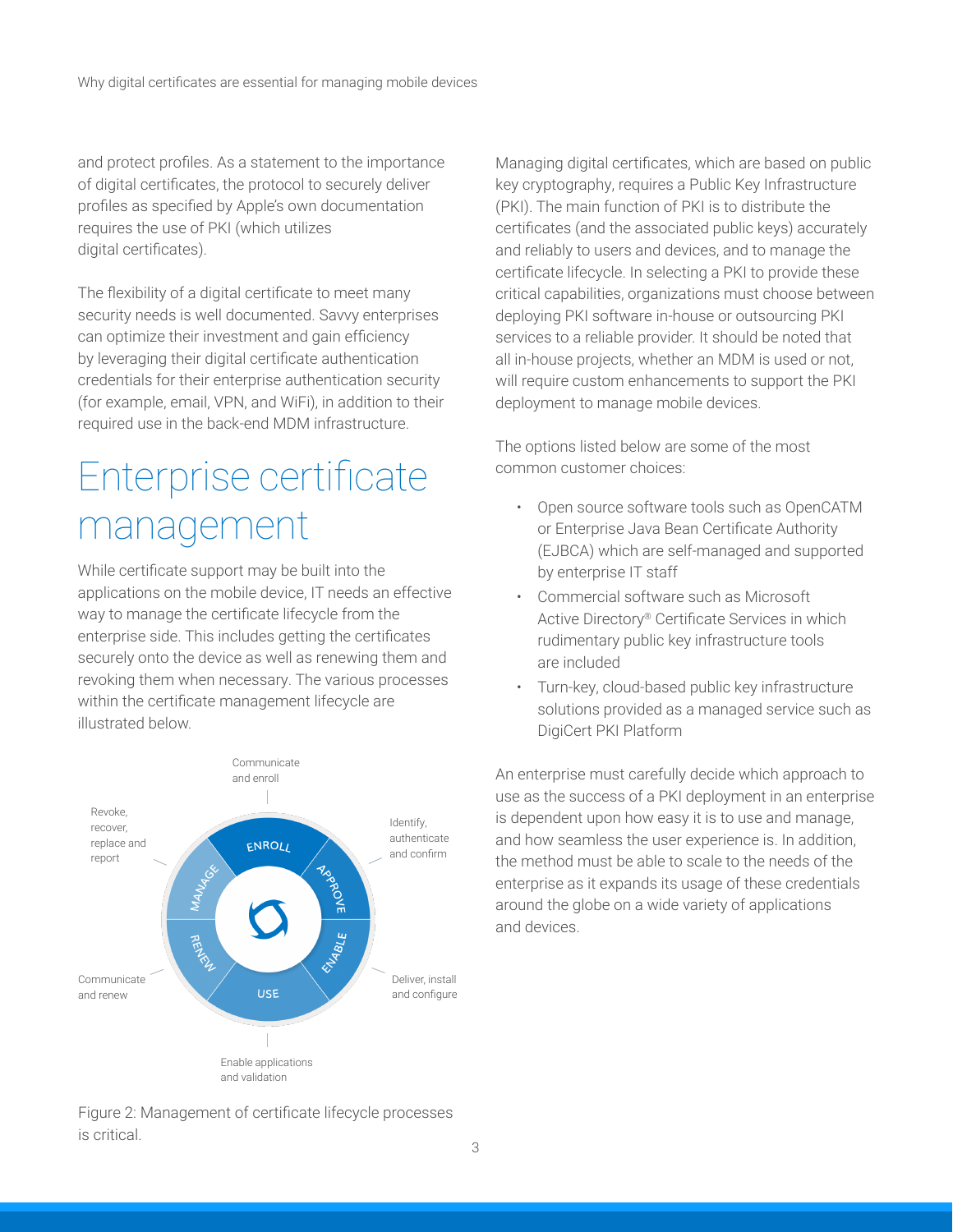and protect profiles. As a statement to the importance of digital certificates, the protocol to securely deliver profiles as specified by Apple's own documentation requires the use of PKI (which utilizes digital certificates).

The flexibility of a digital certificate to meet many security needs is well documented. Savvy enterprises can optimize their investment and gain efficiency by leveraging their digital certificate authentication credentials for their enterprise authentication security (for example, email, VPN, and WiFi), in addition to their required use in the back-end MDM infrastructure.

# Enterprise certificate management

While certificate support may be built into the applications on the mobile device, IT needs an effective way to manage the certificate lifecycle from the enterprise side. This includes getting the certificates securely onto the device as well as renewing them and revoking them when necessary. The various processes within the certificate management lifecycle are illustrated below.

Communicate and enroll

ENROLL

Identify, authenticate and confirm

APPROVE

ENABLE

Deliver, install and configure

USE

Enable applications and validation

RENEW

Communicate and renew

MANAGE

Revoke, recover, replace and report

Figure 2: Management of certificate lifecycle processes is critical.

Managing digital certificates, which are based on public key cryptography, requires a Public Key Infrastructure (PKI). The main function of PKI is to distribute the certificates (and the associated public keys) accurately and reliably to users and devices, and to manage the certificate lifecycle. In selecting a PKI to provide these critical capabilities, organizations must choose between deploying PKI software in-house or outsourcing PKI services to a reliable provider. It should be noted that all in-house projects, whether an MDM is used or not, will require custom enhancements to support the PKI deployment to manage mobile devices.

The options listed below are some of the most common customer choices:

- Open source software tools such as OpenCATM or Enterprise Java Bean Certificate Authority (EJBCA) which are self-managed and supported by enterprise IT staff
- Commercial software such as Microsoft Active Directory® Certificate Services in which rudimentary public key infrastructure tools are included
- Turn-key, cloud-based public key infrastructure solutions provided as a managed service such as DigiCert PKI Platform

An enterprise must carefully decide which approach to use as the success of a PKI deployment in an enterprise is dependent upon how easy it is to use and manage, and how seamless the user experience is. In addition, the method must be able to scale to the needs of the enterprise as it expands its usage of these credentials around the globe on a wide variety of applications and devices.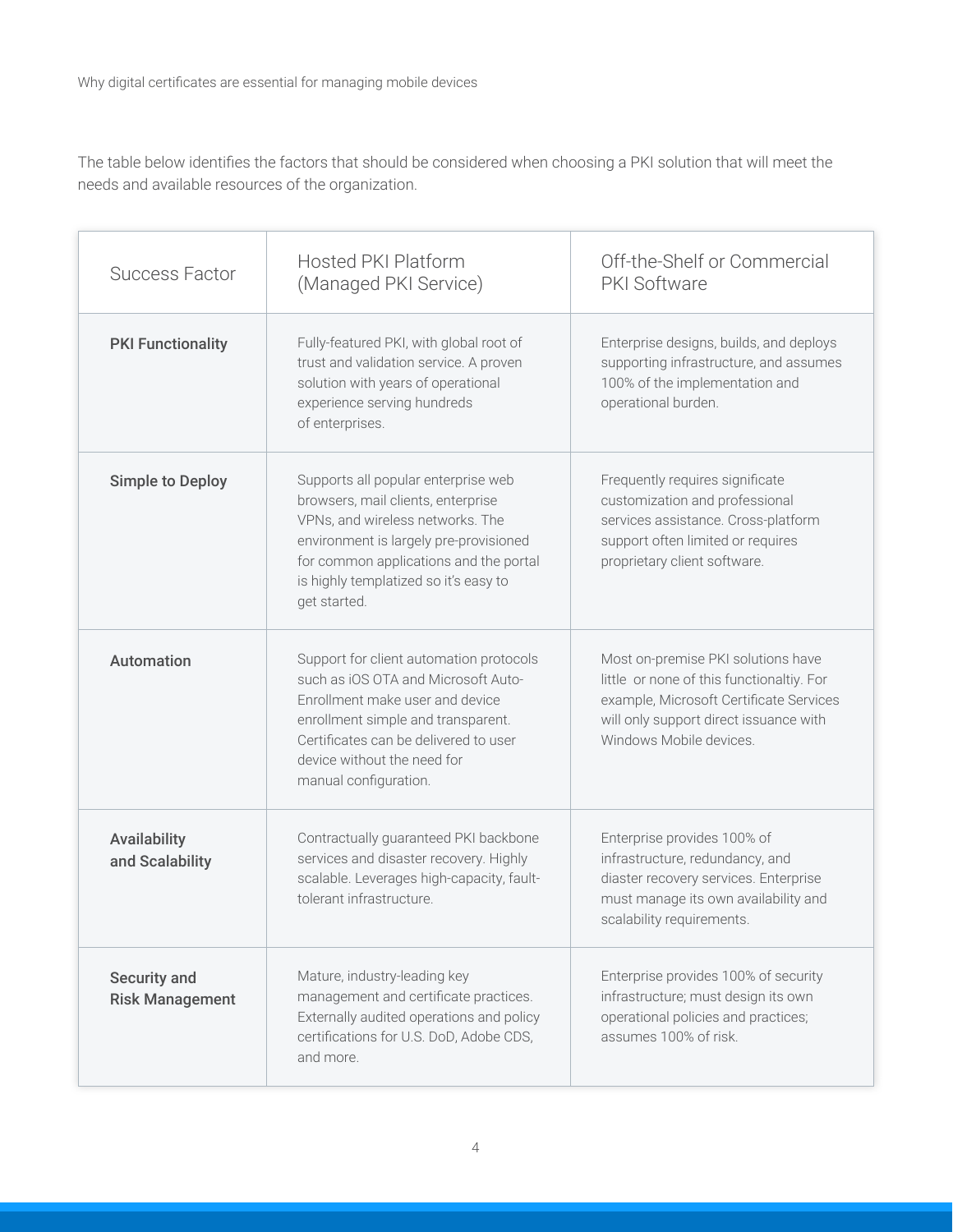The table below identifies the factors that should be considered when choosing a PKI solution that will meet the needs and available resources of the organization.

| Success Factor | Hosted PKI Platform (Managed PKI Service) | Off-the-Shelf or Commercial PKI Software |
|---|---|---|
| **PKI Functionality** | Fully-featured PKI, with global root of trust and validation service. A proven solution with years of operational experience serving hundreds of enterprises. | Enterprise designs, builds, and deploys supporting infrastructure, and assumes 100% of the implementation and operational burden. |
| **Simple to Deploy** | Supports all popular enterprise web browsers, mail clients, enterprise VPNs, and wireless networks. The environment is largely pre-provisioned for common applications and the portal is highly templatized so it's easy to get started. | Frequently requires significate customization and professional services assistance. Cross-platform support often limited or requires proprietary client software. |
| **Automation** | Support for client automation protocols such as iOS OTA and Microsoft Auto-Enrollment make user and device enrollment simple and transparent. Certificates can be delivered to user device without the need for manual configuration. | Most on-premise PKI solutions have little or none of this functionaltiy. For example, Microsoft Certificate Services will only support direct issuance with Windows Mobile devices. |
| **Availability and Scalability** | Contractually guaranteed PKI backbone services and disaster recovery. Highly scalable. Leverages high-capacity, fault-tolerant infrastructure. | Enterprise provides 100% of infrastructure, redundancy, and diaster recovery services. Enterprise must manage its own availability and scalability requirements. |
| **Security and Risk Management** | Mature, industry-leading key management and certificate practices. Externally audited operations and policy certifications for U.S. DoD, Adobe CDS, and more. | Enterprise provides 100% of security infrastructure; must design its own operational policies and practices; assumes 100% of risk. |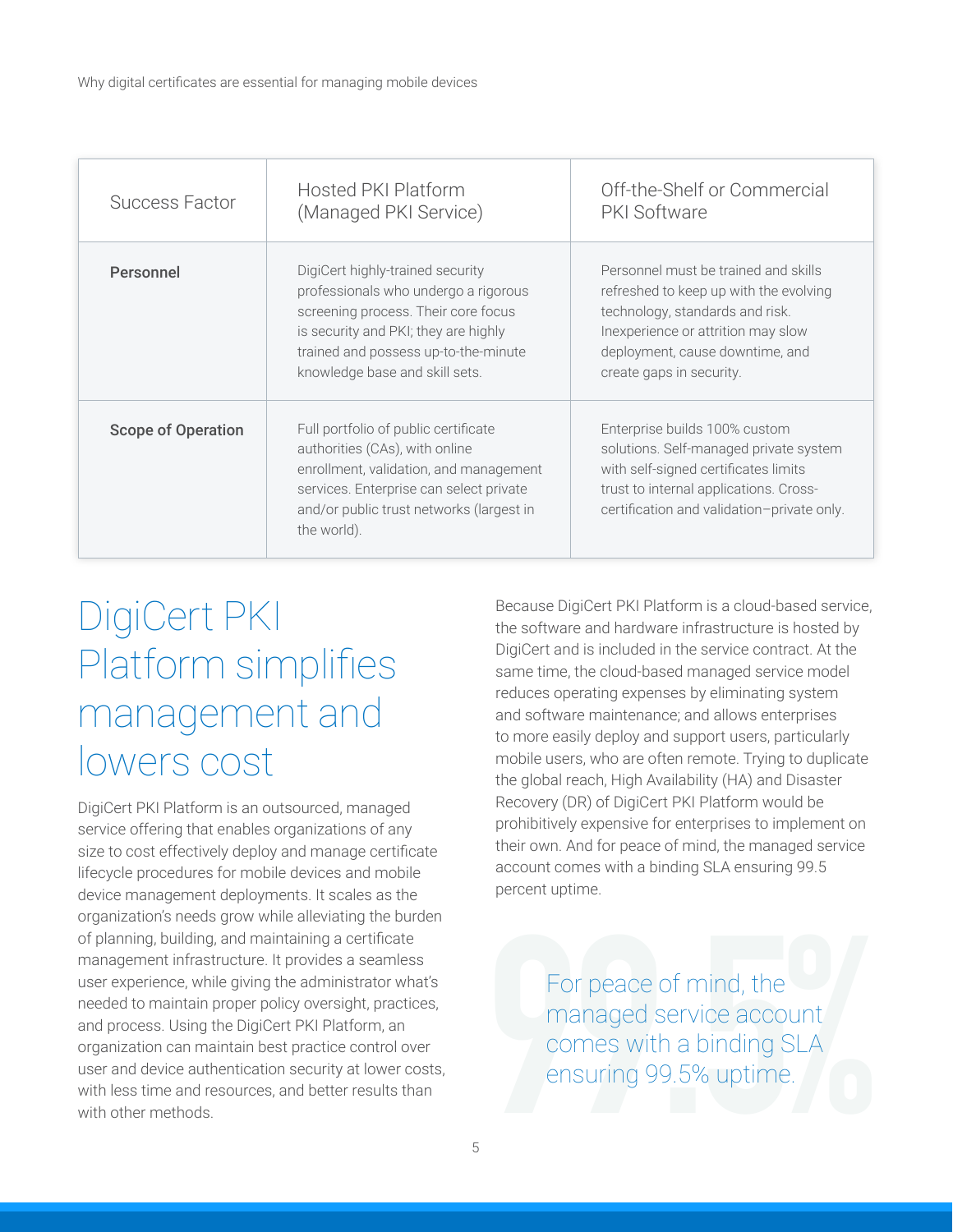| Success Factor | Hosted PKI Platform (Managed PKI Service) | Off-the-Shelf or Commercial PKI Software |
|---|---|---|
| **Personnel** | DigiCert highly-trained security professionals who undergo a rigorous screening process. Their core focus is security and PKI; they are highly trained and possess up-to-the-minute knowledge base and skill sets. | Personnel must be trained and skills refreshed to keep up with the evolving technology, standards and risk. Inexperience or attrition may slow deployment, cause downtime, and create gaps in security. |
| **Scope of Operation** | Full portfolio of public certificate authorities (CAs), with online enrollment, validation, and management services. Enterprise can select private and/or public trust networks (largest in the world). | Enterprise builds 100% custom solutions. Self-managed private system with self-signed certificates limits trust to internal applications. Cross-certification and validation–private only. |

# DigiCert PKI Platform simplifies management and lowers cost

DigiCert PKI Platform is an outsourced, managed service offering that enables organizations of any size to cost effectively deploy and manage certificate lifecycle procedures for mobile devices and mobile device management deployments. It scales as the organization's needs grow while alleviating the burden of planning, building, and maintaining a certificate management infrastructure. It provides a seamless user experience, while giving the administrator what's needed to maintain proper policy oversight, practices, and process. Using the DigiCert PKI Platform, an organization can maintain best practice control over user and device authentication security at lower costs, with less time and resources, and better results than with other methods.

Because DigiCert PKI Platform is a cloud-based service, the software and hardware infrastructure is hosted by DigiCert and is included in the service contract. At the same time, the cloud-based managed service model reduces operating expenses by eliminating system and software maintenance; and allows enterprises to more easily deploy and support users, particularly mobile users, who are often remote. Trying to duplicate the global reach, High Availability (HA) and Disaster Recovery (DR) of DigiCert PKI Platform would be prohibitively expensive for enterprises to implement on their own. And for peace of mind, the managed service account comes with a binding SLA ensuring 99.5 percent uptime.

> For peace of mind, the managed service account comes with a binding SLA ensuring 99.5% uptime.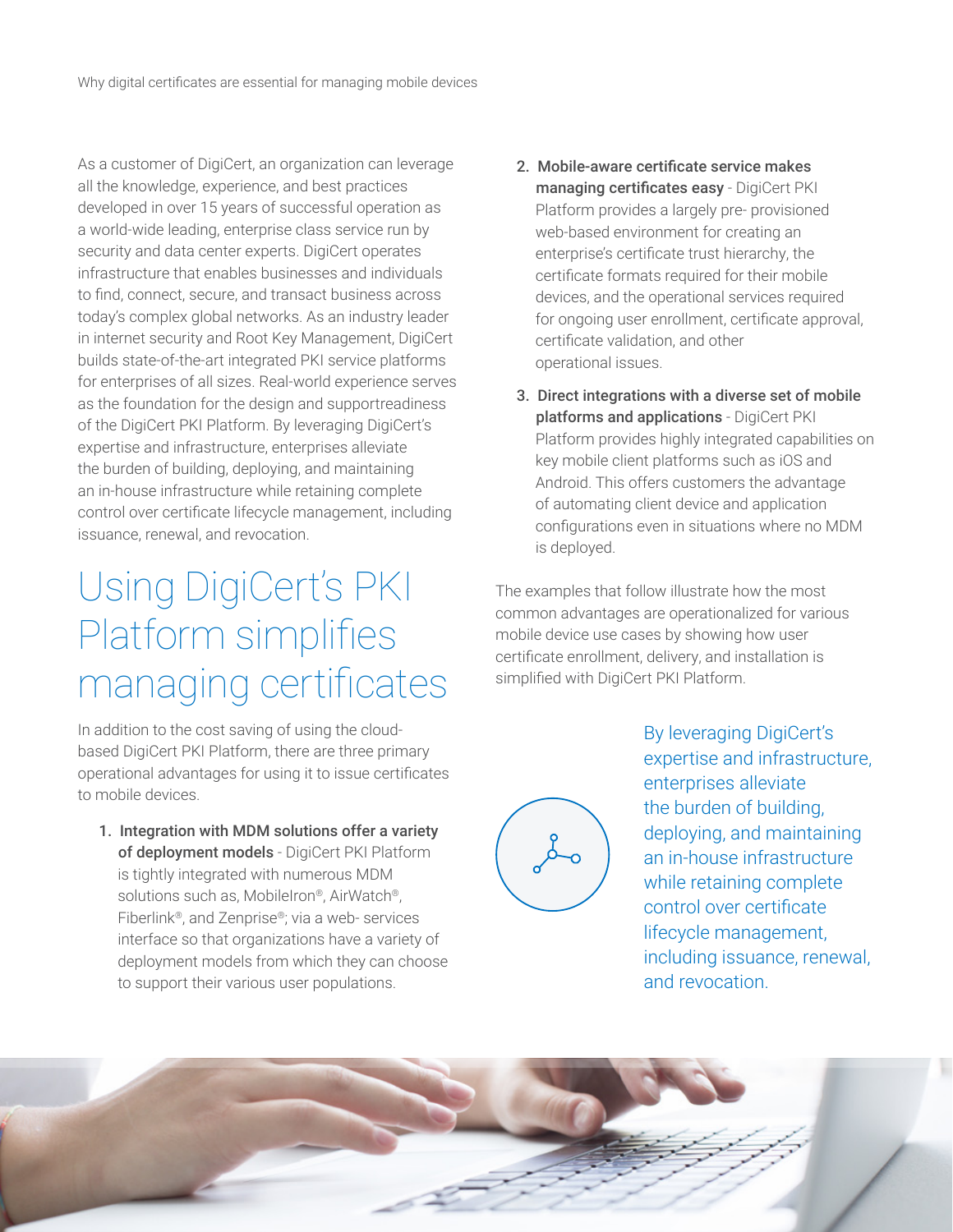As a customer of DigiCert, an organization can leverage all the knowledge, experience, and best practices developed in over 15 years of successful operation as a world-wide leading, enterprise class service run by security and data center experts. DigiCert operates infrastructure that enables businesses and individuals to find, connect, secure, and transact business across today's complex global networks. As an industry leader in internet security and Root Key Management, DigiCert builds state-of-the-art integrated PKI service platforms for enterprises of all sizes. Real-world experience serves as the foundation for the design and supportreadiness of the DigiCert PKI Platform. By leveraging DigiCert's expertise and infrastructure, enterprises alleviate the burden of building, deploying, and maintaining an in-house infrastructure while retaining complete control over certificate lifecycle management, including issuance, renewal, and revocation.

# Using DigiCert's PKI Platform simplifies managing certificates

In addition to the cost saving of using the cloud-based DigiCert PKI Platform, there are three primary operational advantages for using it to issue certificates to mobile devices.

1. **Integration with MDM solutions offer a variety of deployment models** - DigiCert PKI Platform is tightly integrated with numerous MDM solutions such as, MobileIron®, AirWatch®, Fiberlink®, and Zenprise®; via a web- services interface so that organizations have a variety of deployment models from which they can choose to support their various user populations.
2. **Mobile-aware certificate service makes managing certificates easy** - DigiCert PKI Platform provides a largely pre- provisioned web-based environment for creating an enterprise's certificate trust hierarchy, the certificate formats required for their mobile devices, and the operational services required for ongoing user enrollment, certificate approval, certificate validation, and other operational issues.
3. **Direct integrations with a diverse set of mobile platforms and applications** - DigiCert PKI Platform provides highly integrated capabilities on key mobile client platforms such as iOS and Android. This offers customers the advantage of automating client device and application configurations even in situations where no MDM is deployed.

The examples that follow illustrate how the most common advantages are operationalized for various mobile device use cases by showing how user certificate enrollment, delivery, and installation is simplified with DigiCert PKI Platform.

By leveraging DigiCert's expertise and infrastructure, enterprises alleviate the burden of building, deploying, and maintaining an in-house infrastructure while retaining complete control over certificate lifecycle management, including issuance, renewal, and revocation.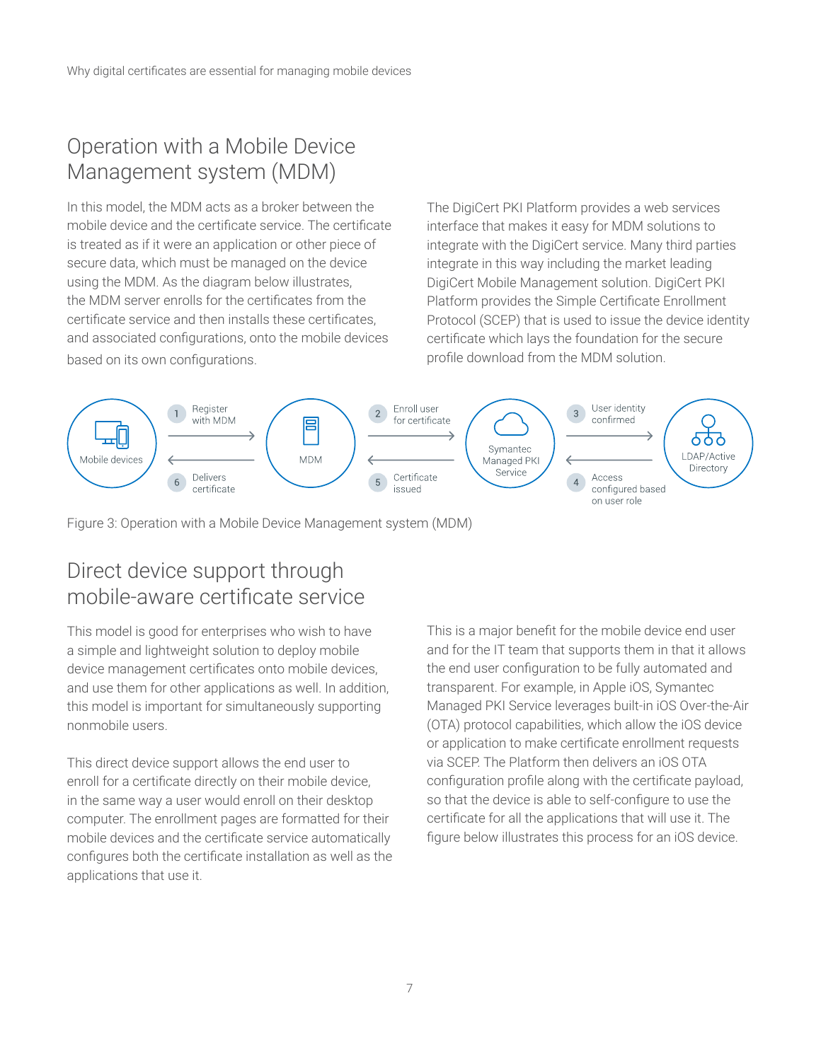## Operation with a Mobile Device Management system (MDM)

In this model, the MDM acts as a broker between the mobile device and the certificate service. The certificate is treated as if it were an application or other piece of secure data, which must be managed on the device using the MDM. As the diagram below illustrates, the MDM server enrolls for the certificates from the certificate service and then installs these certificates, and associated configurations, onto the mobile devices based on its own configurations.

The DigiCert PKI Platform provides a web services interface that makes it easy for MDM solutions to integrate with the DigiCert service. Many third parties integrate in this way including the market leading DigiCert Mobile Management solution. DigiCert PKI Platform provides the Simple Certificate Enrollment Protocol (SCEP) that is used to issue the device identity certificate which lays the foundation for the secure profile download from the MDM solution.

Mobile devices | 1 Register with MDM | 6 Delivers certificate | MDM | 2 Enroll user for certificate | 5 Certificate issued | Symantec Managed PKI Service | 3 User identity confirmed | 4 Access configured based on user role | LDAP/Active Directory

Figure 3: Operation with a Mobile Device Management system (MDM)

## Direct device support through mobile-aware certificate service

This model is good for enterprises who wish to have a simple and lightweight solution to deploy mobile device management certificates onto mobile devices, and use them for other applications as well. In addition, this model is important for simultaneously supporting nonmobile users.

This direct device support allows the end user to enroll for a certificate directly on their mobile device, in the same way a user would enroll on their desktop computer. The enrollment pages are formatted for their mobile devices and the certificate service automatically configures both the certificate installation as well as the applications that use it.

This is a major benefit for the mobile device end user and for the IT team that supports them in that it allows the end user configuration to be fully automated and transparent. For example, in Apple iOS, Symantec Managed PKI Service leverages built-in iOS Over-the-Air (OTA) protocol capabilities, which allow the iOS device or application to make certificate enrollment requests via SCEP. The Platform then delivers an iOS OTA configuration profile along with the certificate payload, so that the device is able to self-configure to use the certificate for all the applications that will use it. The figure below illustrates this process for an iOS device.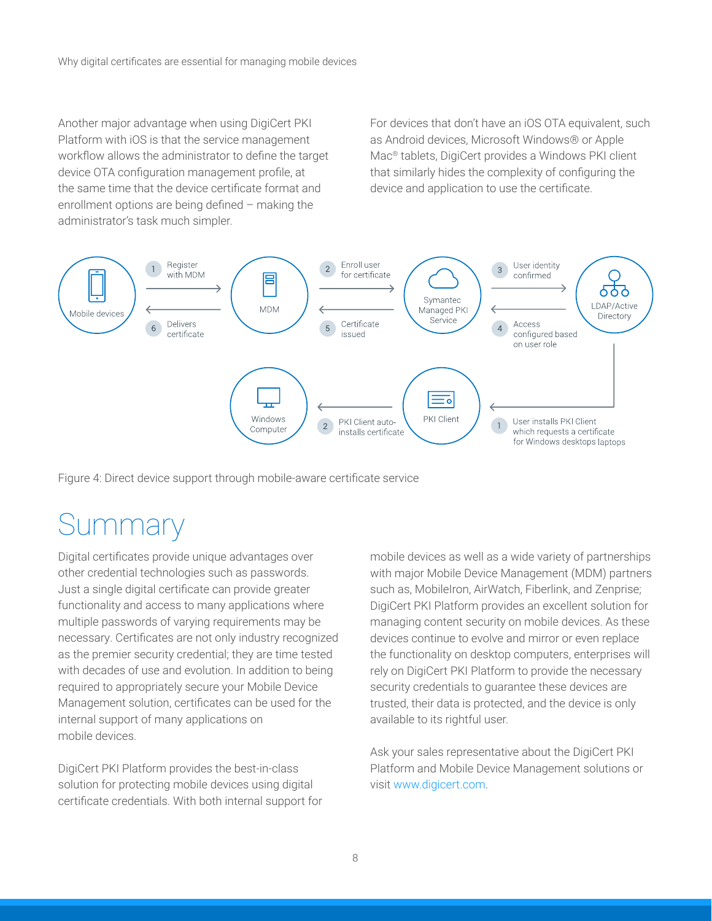Another major advantage when using DigiCert PKI Platform with iOS is that the service management workflow allows the administrator to define the target device OTA configuration management profile, at the same time that the device certificate format and enrollment options are being defined – making the administrator's task much simpler.

For devices that don't have an iOS OTA equivalent, such as Android devices, Microsoft Windows® or Apple Mac® tablets, DigiCert provides a Windows PKI client that similarly hides the complexity of configuring the device and application to use the certificate.

Mobile devices — 1 Register with MDM → MDM — 2 Enroll user for certificate → Symantec Managed PKI Service — 3 User identity confirmed → LDAP/Active Directory

LDAP/Active Directory — 4 Access configured based on user role → Symantec Managed PKI Service — 5 Certificate issued → MDM — 6 Delivers certificate → Mobile devices

1 User installs PKI Client which requests a certificate for Windows desktops laptops → PKI Client — 2 PKI Client auto-installs certificate → Windows Computer

Figure 4: Direct device support through mobile-aware certificate service

# Summary

Digital certificates provide unique advantages over other credential technologies such as passwords. Just a single digital certificate can provide greater functionality and access to many applications where multiple passwords of varying requirements may be necessary. Certificates are not only industry recognized as the premier security credential; they are time tested with decades of use and evolution. In addition to being required to appropriately secure your Mobile Device Management solution, certificates can be used for the internal support of many applications on mobile devices.

DigiCert PKI Platform provides the best-in-class solution for protecting mobile devices using digital certificate credentials. With both internal support for mobile devices as well as a wide variety of partnerships with major Mobile Device Management (MDM) partners such as, MobileIron, AirWatch, Fiberlink, and Zenprise; DigiCert PKI Platform provides an excellent solution for managing content security on mobile devices. As these devices continue to evolve and mirror or even replace the functionality on desktop computers, enterprises will rely on DigiCert PKI Platform to provide the necessary security credentials to guarantee these devices are trusted, their data is protected, and the device is only available to its rightful user.

Ask your sales representative about the DigiCert PKI Platform and Mobile Device Management solutions or visit www.digicert.com.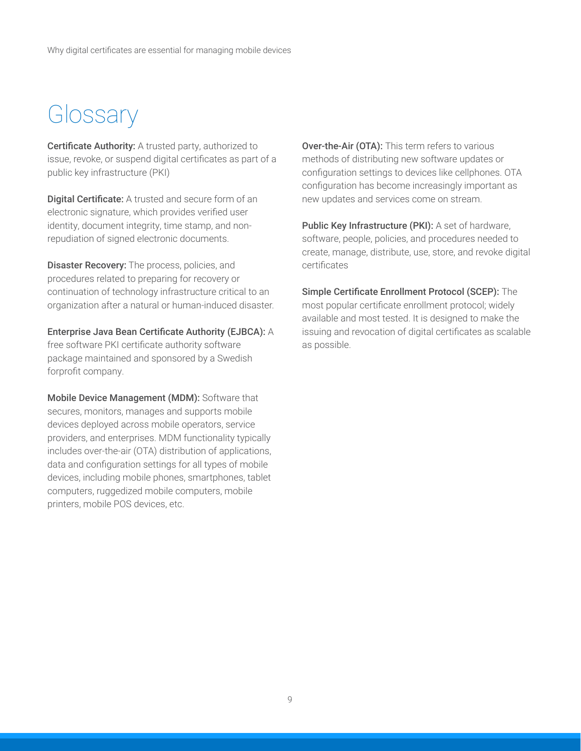# Glossary

**Certificate Authority:** A trusted party, authorized to issue, revoke, or suspend digital certificates as part of a public key infrastructure (PKI)

**Digital Certificate:** A trusted and secure form of an electronic signature, which provides verified user identity, document integrity, time stamp, and non-repudiation of signed electronic documents.

**Disaster Recovery:** The process, policies, and procedures related to preparing for recovery or continuation of technology infrastructure critical to an organization after a natural or human-induced disaster.

**Enterprise Java Bean Certificate Authority (EJBCA):** A free software PKI certificate authority software package maintained and sponsored by a Swedish forprofit company.

**Mobile Device Management (MDM):** Software that secures, monitors, manages and supports mobile devices deployed across mobile operators, service providers, and enterprises. MDM functionality typically includes over-the-air (OTA) distribution of applications, data and configuration settings for all types of mobile devices, including mobile phones, smartphones, tablet computers, ruggedized mobile computers, mobile printers, mobile POS devices, etc.

**Over-the-Air (OTA):** This term refers to various methods of distributing new software updates or configuration settings to devices like cellphones. OTA configuration has become increasingly important as new updates and services come on stream.

**Public Key Infrastructure (PKI):** A set of hardware, software, people, policies, and procedures needed to create, manage, distribute, use, store, and revoke digital certificates

**Simple Certificate Enrollment Protocol (SCEP):** The most popular certificate enrollment protocol; widely available and most tested. It is designed to make the issuing and revocation of digital certificates as scalable as possible.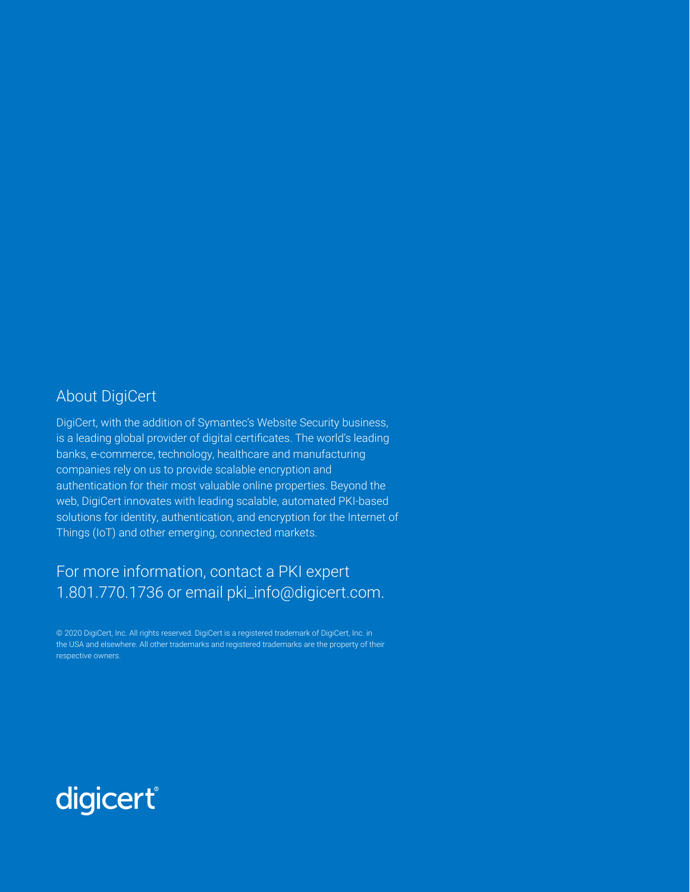## About DigiCert

DigiCert, with the addition of Symantec's Website Security business, is a leading global provider of digital certificates. The world's leading banks, e-commerce, technology, healthcare and manufacturing companies rely on us to provide scalable encryption and authentication for their most valuable online properties. Beyond the web, DigiCert innovates with leading scalable, automated PKI-based solutions for identity, authentication, and encryption for the Internet of Things (IoT) and other emerging, connected markets.

## For more information, contact a PKI expert 1.801.770.1736 or email pki_info@digicert.com.

© 2020 DigiCert, Inc. All rights reserved. DigiCert is a registered trademark of DigiCert, Inc. in the USA and elsewhere. All other trademarks and registered trademarks are the property of their respective owners.

digicert®